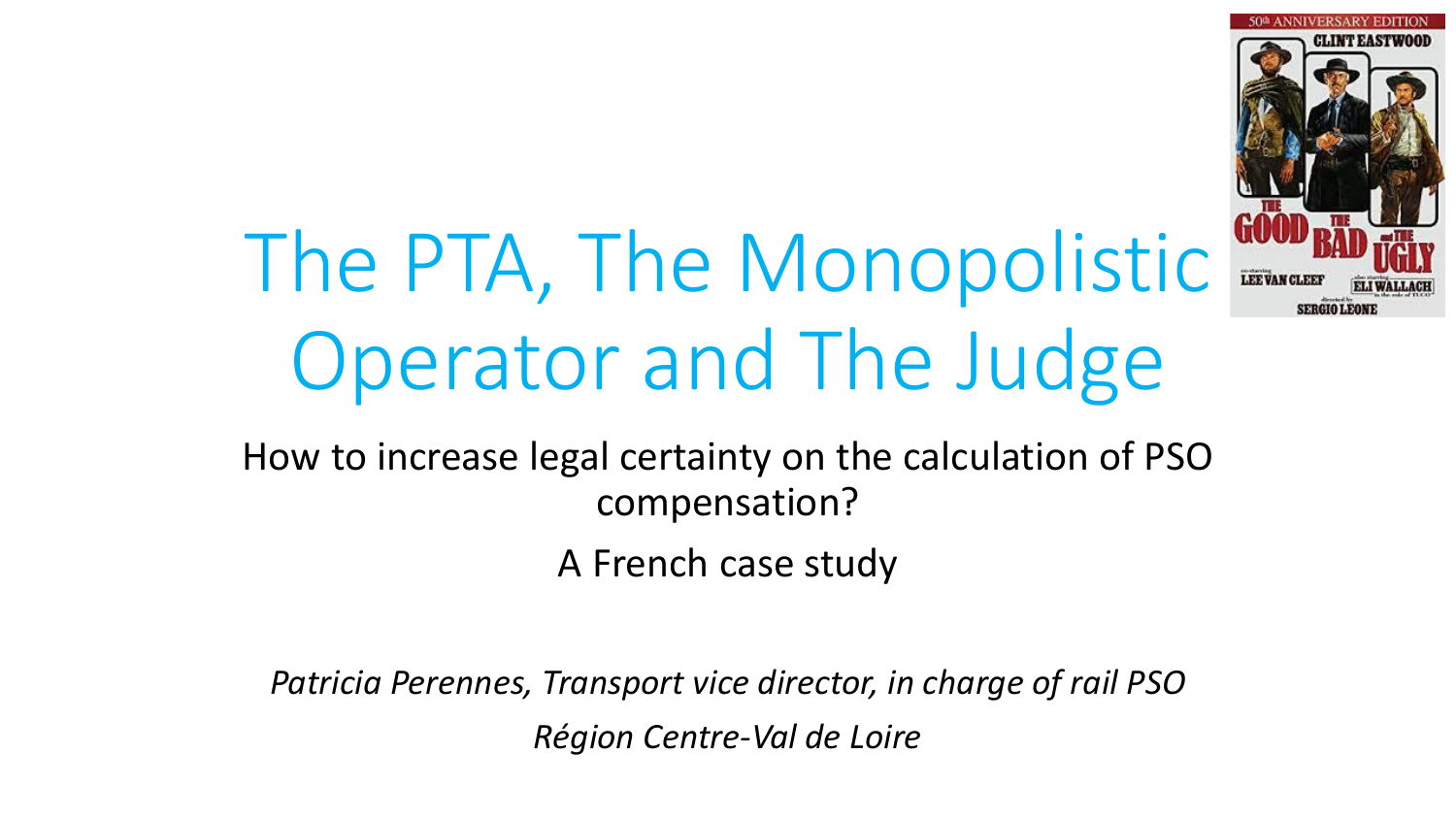# The PTA, The Monopolistic Operator and The Judge

How to increase legal certainty on the calculation of PSO compensation?

A French case study

*Patricia Perennes, Transport vice director, in charge of rail PSO*

*Région Centre-Val de Loire*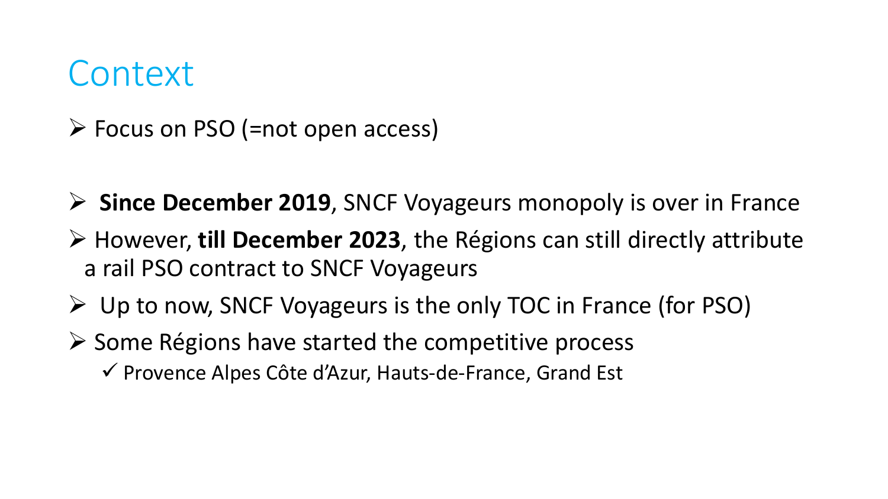# Context

- Focus on PSO (=not open access)

- **Since December 2019**, SNCF Voyageurs monopoly is over in France
- However, **till December 2023**, the Régions can still directly attribute a rail PSO contract to SNCF Voyageurs
- Up to now, SNCF Voyageurs is the only TOC in France (for PSO)
- Some Régions have started the competitive process
  - ✓ Provence Alpes Côte d'Azur, Hauts-de-France, Grand Est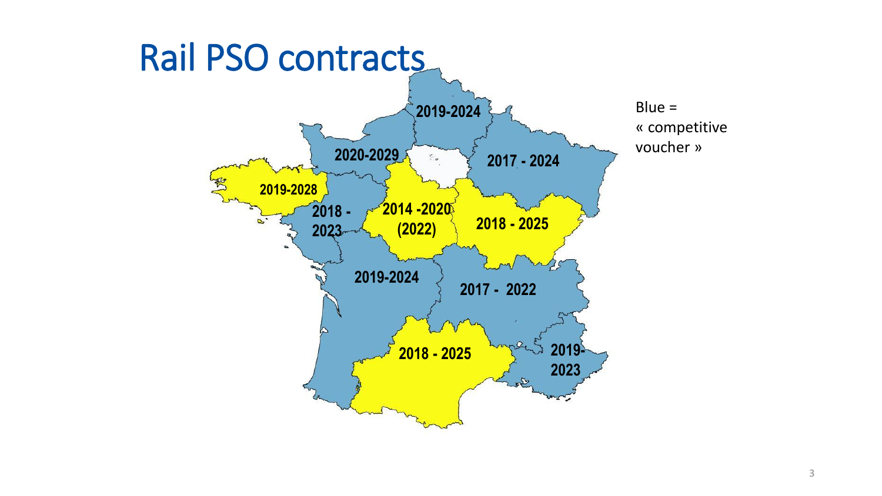# Rail PSO contracts

2019-2024

2020-2029

2017 - 2024

2019-2028

2018 - 2023

2014 -2020 (2022)

2018 - 2025

2019-2024

2017 - 2022

2018 - 2025

2019-2023

Blue = « competitive voucher »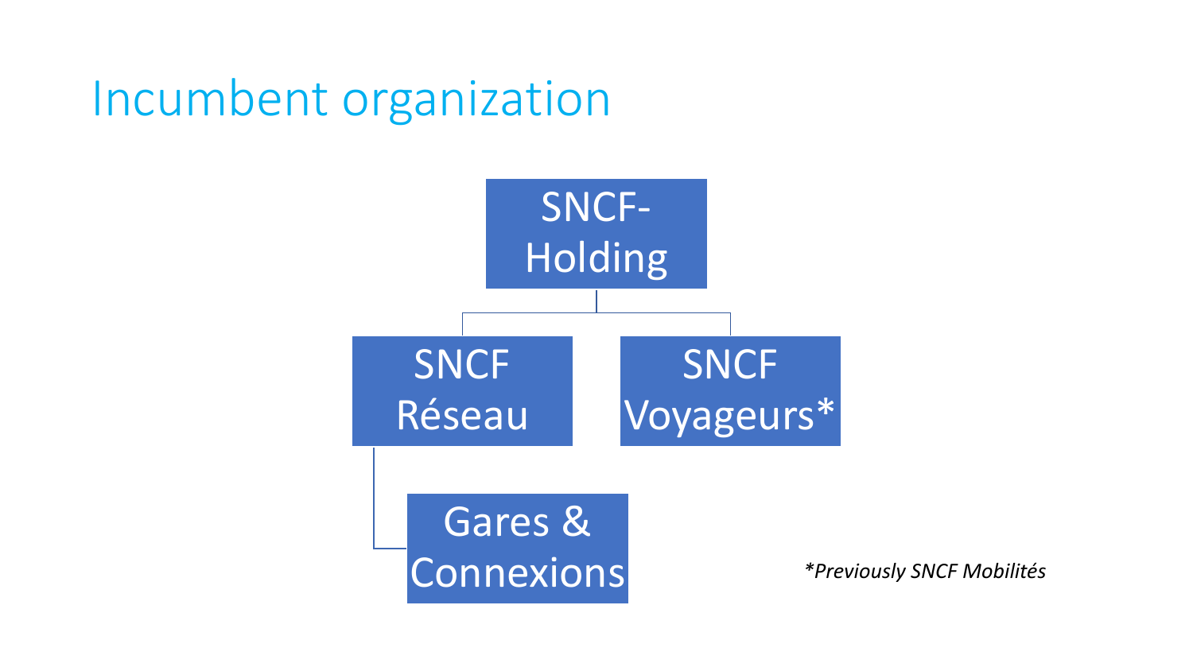# Incumbent organization

- SNCF-Holding
  - SNCF Réseau
    - Gares & Connexions
  - SNCF Voyageurs*

*\*Previously SNCF Mobilités*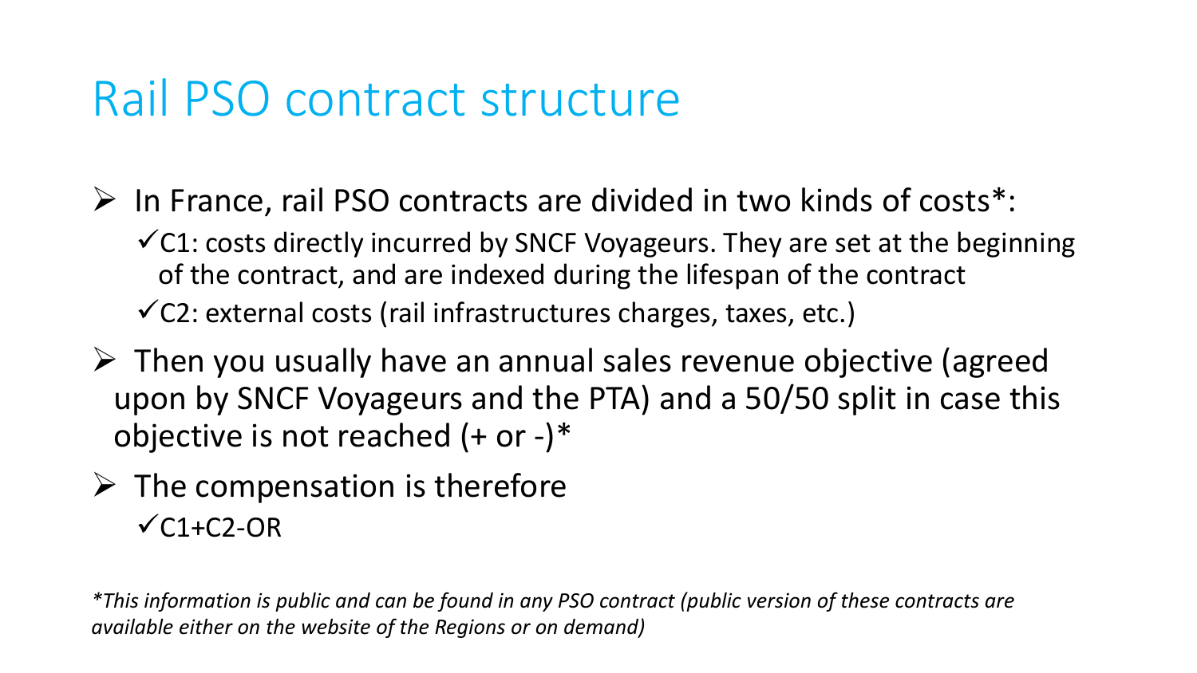# Rail PSO contract structure

- In France, rail PSO contracts are divided in two kinds of costs*:
  - ✓C1: costs directly incurred by SNCF Voyageurs. They are set at the beginning of the contract, and are indexed during the lifespan of the contract
  - ✓C2: external costs (rail infrastructures charges, taxes, etc.)
- Then you usually have an annual sales revenue objective (agreed upon by SNCF Voyageurs and the PTA) and a 50/50 split in case this objective is not reached (+ or -)*
- The compensation is therefore
  - ✓C1+C2-OR

*\*This information is public and can be found in any PSO contract (public version of these contracts are available either on the website of the Regions or on demand)*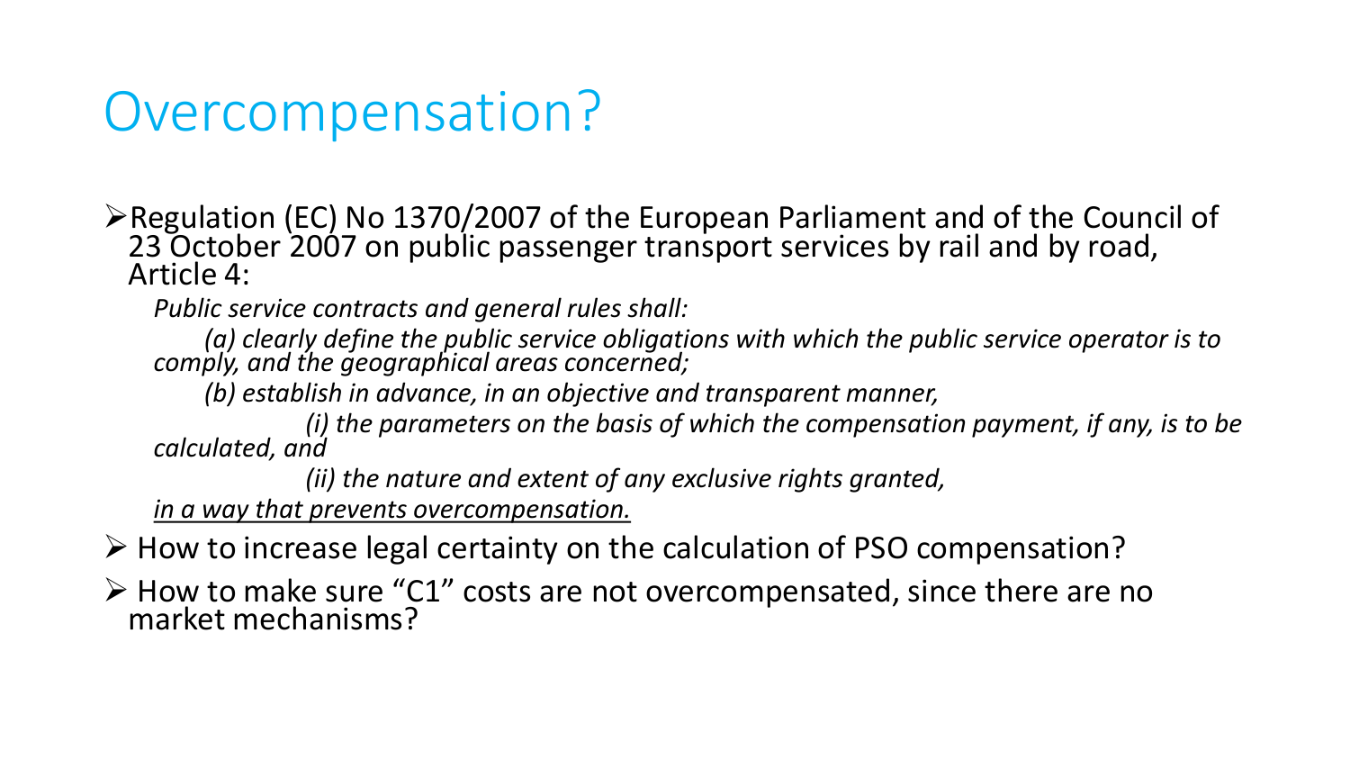# Overcompensation?

- Regulation (EC) No 1370/2007 of the European Parliament and of the Council of 23 October 2007 on public passenger transport services by rail and by road, Article 4:

  *Public service contracts and general rules shall:*

  *(a) clearly define the public service obligations with which the public service operator is to comply, and the geographical areas concerned;*

  *(b) establish in advance, in an objective and transparent manner,*

  *(i) the parameters on the basis of which the compensation payment, if any, is to be calculated, and*

  *(ii) the nature and extent of any exclusive rights granted,*

  <u>*in a way that prevents overcompensation.*</u>

- How to increase legal certainty on the calculation of PSO compensation?
- How to make sure "C1" costs are not overcompensated, since there are no market mechanisms?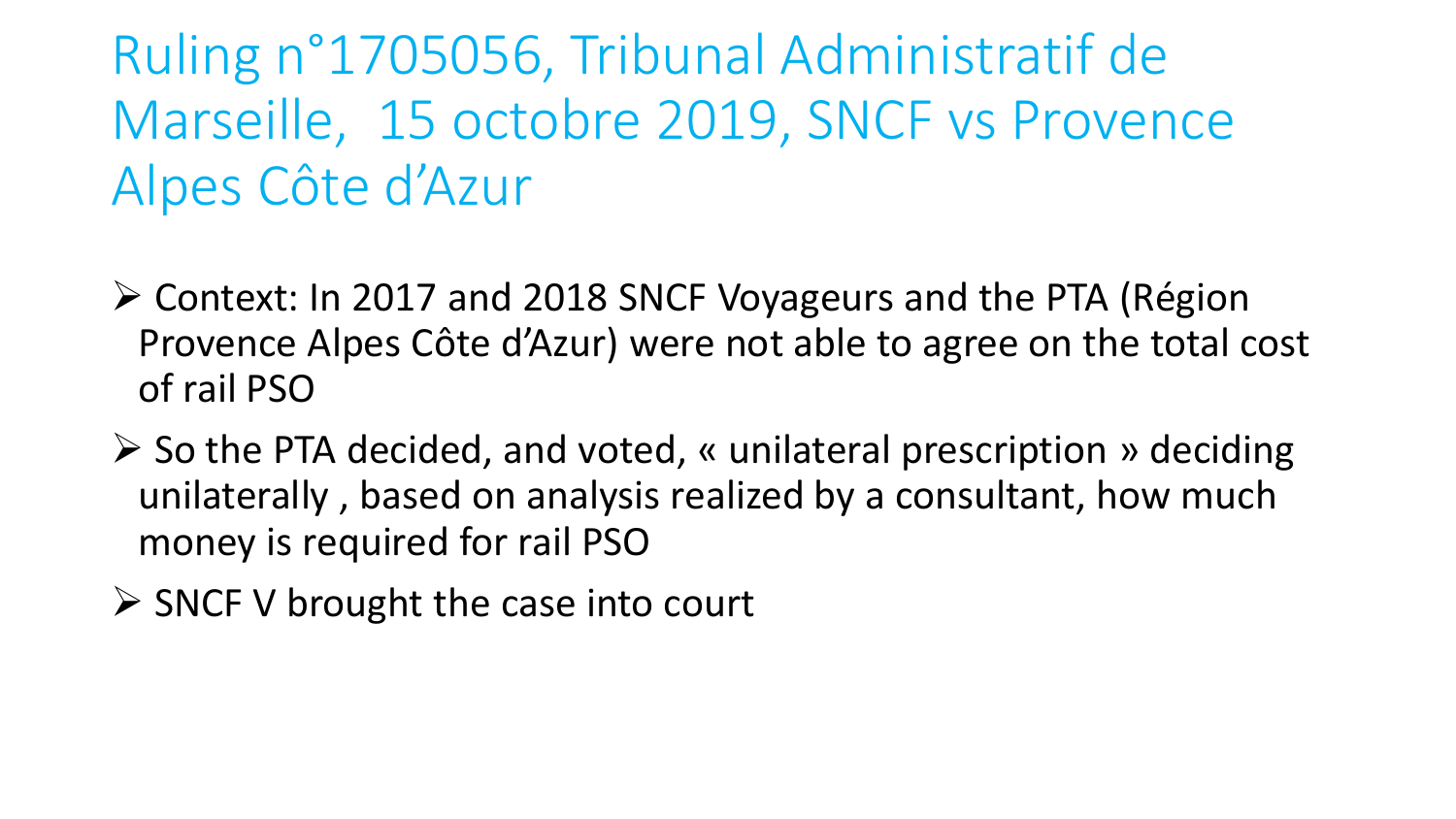# Ruling n°1705056, Tribunal Administratif de Marseille, 15 octobre 2019, SNCF vs Provence Alpes Côte d'Azur

- Context: In 2017 and 2018 SNCF Voyageurs and the PTA (Région Provence Alpes Côte d'Azur) were not able to agree on the total cost of rail PSO
- So the PTA decided, and voted, « unilateral prescription » deciding unilaterally , based on analysis realized by a consultant, how much money is required for rail PSO
- SNCF V brought the case into court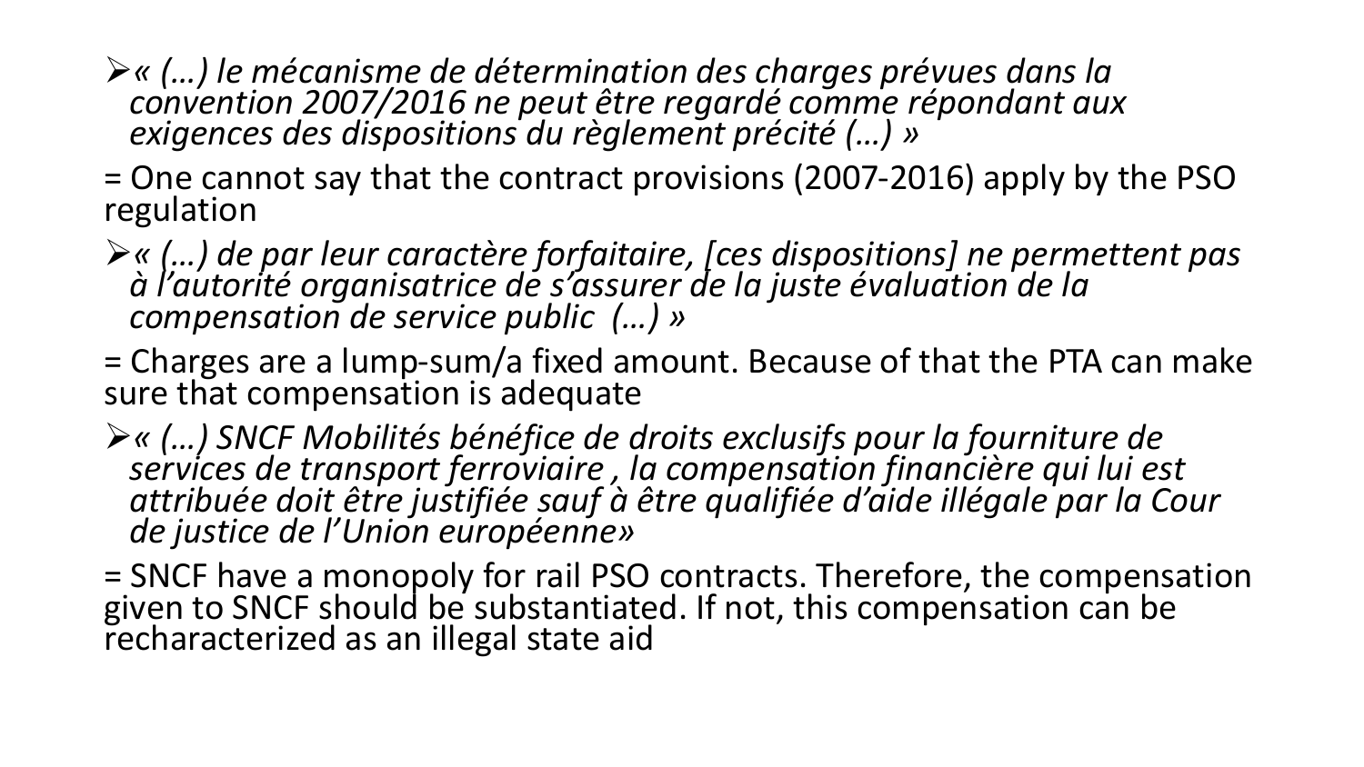- *« (…) le mécanisme de détermination des charges prévues dans la convention 2007/2016 ne peut être regardé comme répondant aux exigences des dispositions du règlement précité (…) »*

= One cannot say that the contract provisions (2007-2016) apply by the PSO regulation

- *« (…) de par leur caractère forfaitaire, [ces dispositions] ne permettent pas à l'autorité organisatrice de s'assurer de la juste évaluation de la compensation de service public (…) »*

= Charges are a lump-sum/a fixed amount. Because of that the PTA can make sure that compensation is adequate

- *« (…) SNCF Mobilités bénéfice de droits exclusifs pour la fourniture de services de transport ferroviaire , la compensation financière qui lui est attribuée doit être justifiée sauf à être qualifiée d'aide illégale par la Cour de justice de l'Union européenne»*

= SNCF have a monopoly for rail PSO contracts. Therefore, the compensation given to SNCF should be substantiated. If not, this compensation can be recharacterized as an illegal state aid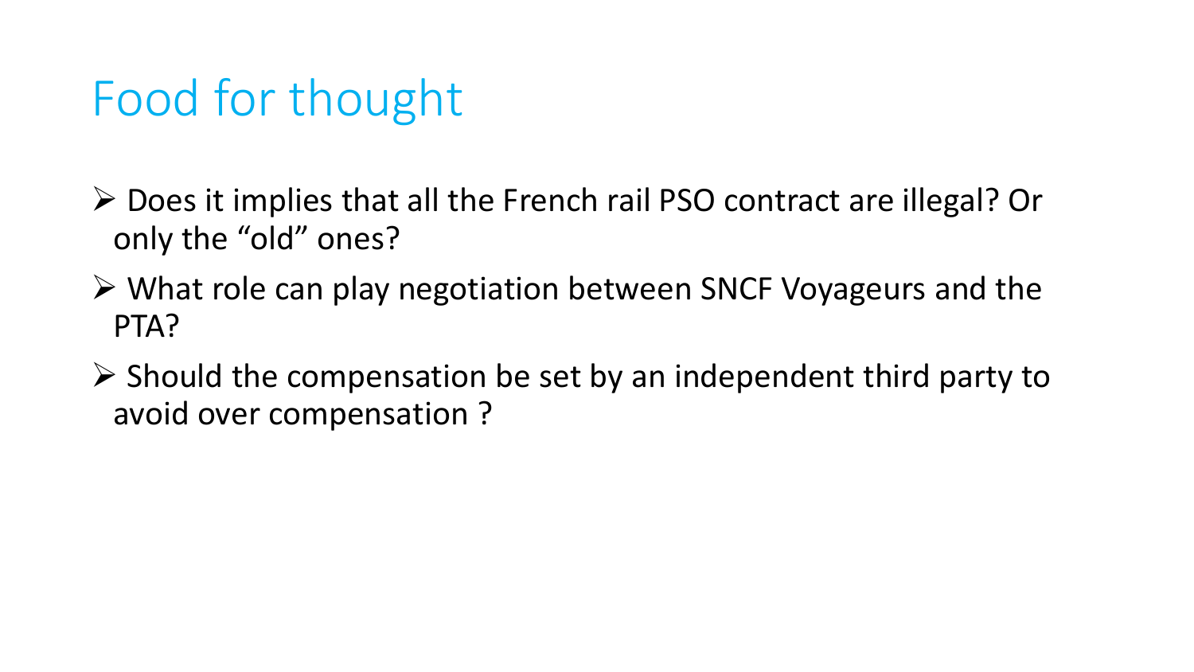# Food for thought

- Does it implies that all the French rail PSO contract are illegal? Or only the "old" ones?
- What role can play negotiation between SNCF Voyageurs and the PTA?
- Should the compensation be set by an independent third party to avoid over compensation ?